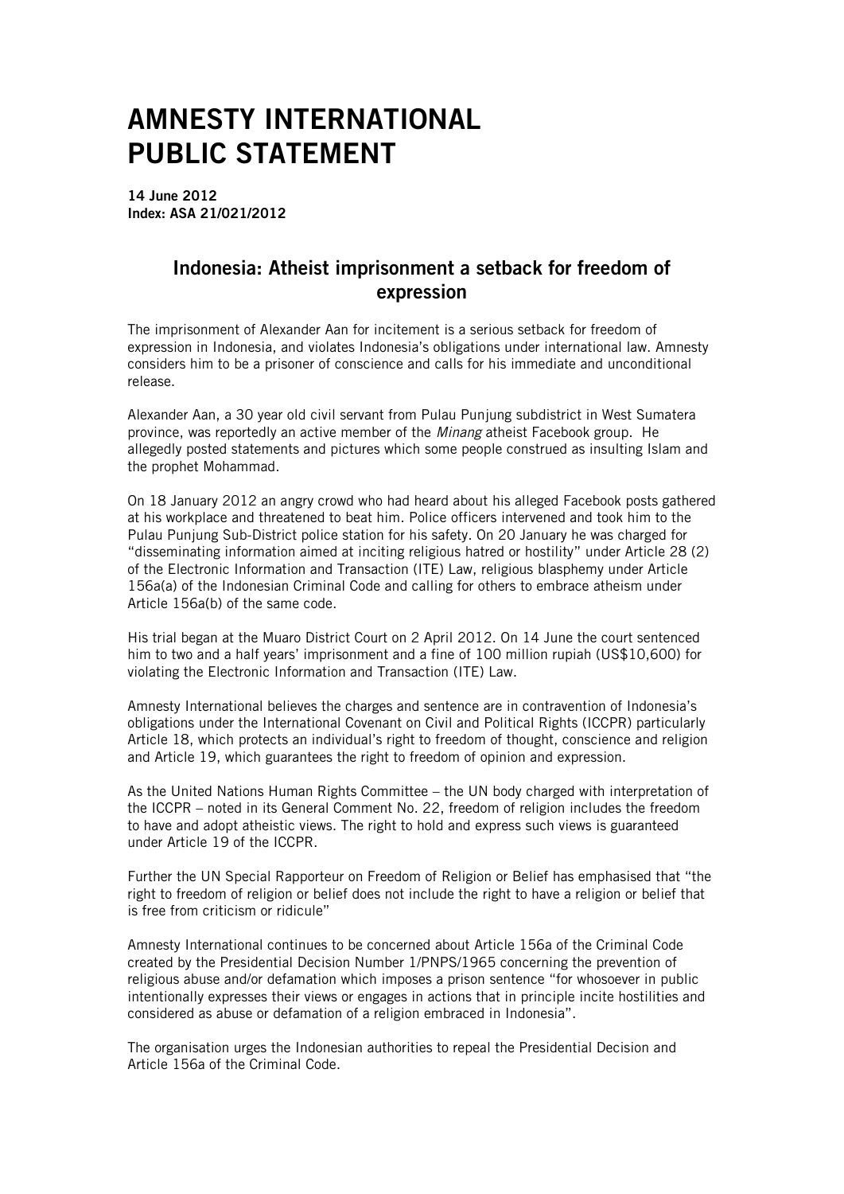# AMNESTY INTERNATIONAL PUBLIC STATEMENT

**14 June 2012**
**Index: ASA 21/021/2012**

## Indonesia: Atheist imprisonment a setback for freedom of expression

The imprisonment of Alexander Aan for incitement is a serious setback for freedom of expression in Indonesia, and violates Indonesia's obligations under international law. Amnesty considers him to be a prisoner of conscience and calls for his immediate and unconditional release.

Alexander Aan, a 30 year old civil servant from Pulau Punjung subdistrict in West Sumatera province, was reportedly an active member of the *Minang* atheist Facebook group. He allegedly posted statements and pictures which some people construed as insulting Islam and the prophet Mohammad.

On 18 January 2012 an angry crowd who had heard about his alleged Facebook posts gathered at his workplace and threatened to beat him. Police officers intervened and took him to the Pulau Punjung Sub-District police station for his safety. On 20 January he was charged for "disseminating information aimed at inciting religious hatred or hostility" under Article 28 (2) of the Electronic Information and Transaction (ITE) Law, religious blasphemy under Article 156a(a) of the Indonesian Criminal Code and calling for others to embrace atheism under Article 156a(b) of the same code.

His trial began at the Muaro District Court on 2 April 2012. On 14 June the court sentenced him to two and a half years' imprisonment and a fine of 100 million rupiah (US$10,600) for violating the Electronic Information and Transaction (ITE) Law.

Amnesty International believes the charges and sentence are in contravention of Indonesia's obligations under the International Covenant on Civil and Political Rights (ICCPR) particularly Article 18, which protects an individual's right to freedom of thought, conscience and religion and Article 19, which guarantees the right to freedom of opinion and expression.

As the United Nations Human Rights Committee – the UN body charged with interpretation of the ICCPR – noted in its General Comment No. 22, freedom of religion includes the freedom to have and adopt atheistic views. The right to hold and express such views is guaranteed under Article 19 of the ICCPR.

Further the UN Special Rapporteur on Freedom of Religion or Belief has emphasised that "the right to freedom of religion or belief does not include the right to have a religion or belief that is free from criticism or ridicule"

Amnesty International continues to be concerned about Article 156a of the Criminal Code created by the Presidential Decision Number 1/PNPS/1965 concerning the prevention of religious abuse and/or defamation which imposes a prison sentence "for whosoever in public intentionally expresses their views or engages in actions that in principle incite hostilities and considered as abuse or defamation of a religion embraced in Indonesia".

The organisation urges the Indonesian authorities to repeal the Presidential Decision and Article 156a of the Criminal Code.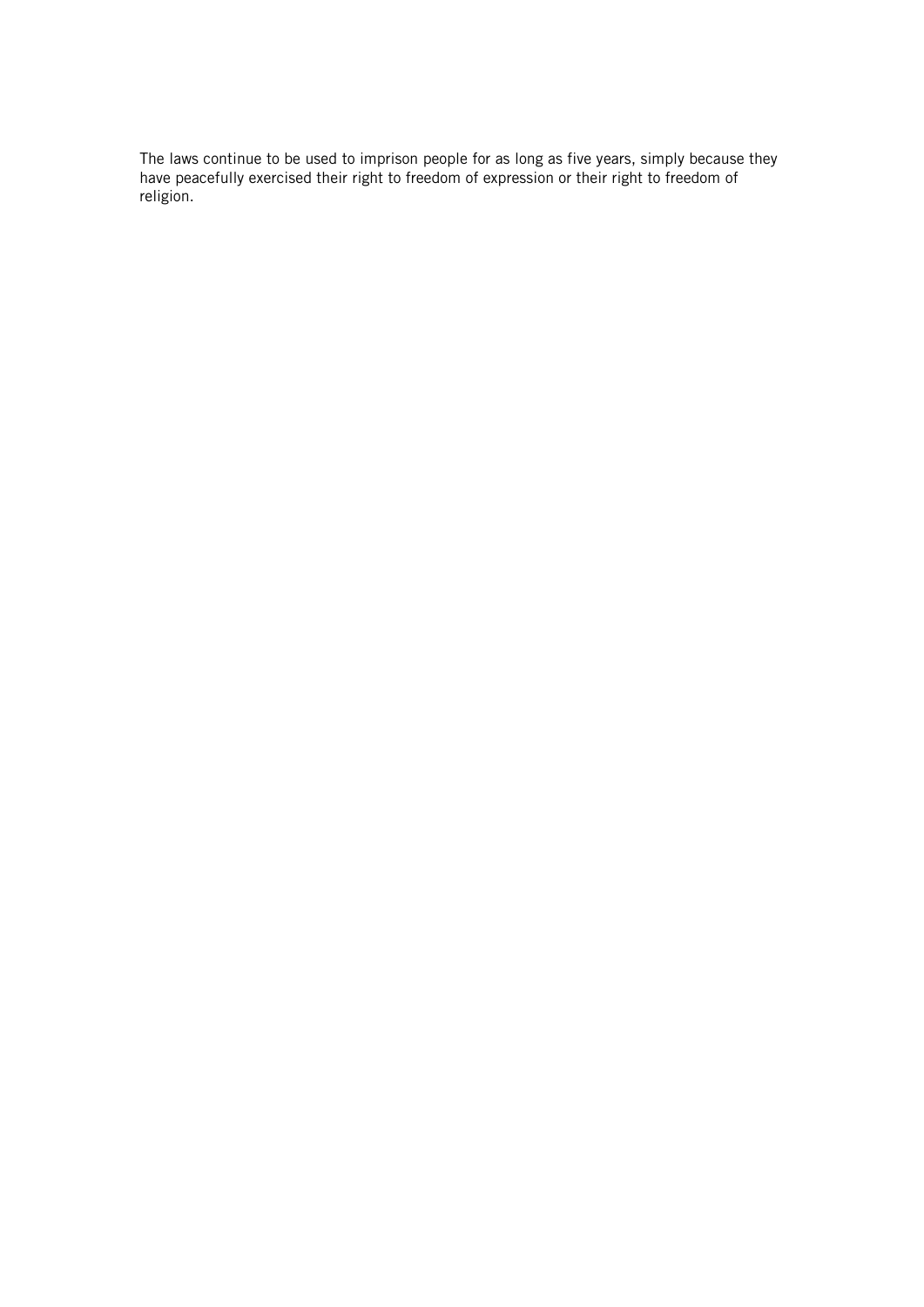The laws continue to be used to imprison people for as long as five years, simply because they have peacefully exercised their right to freedom of expression or their right to freedom of religion.